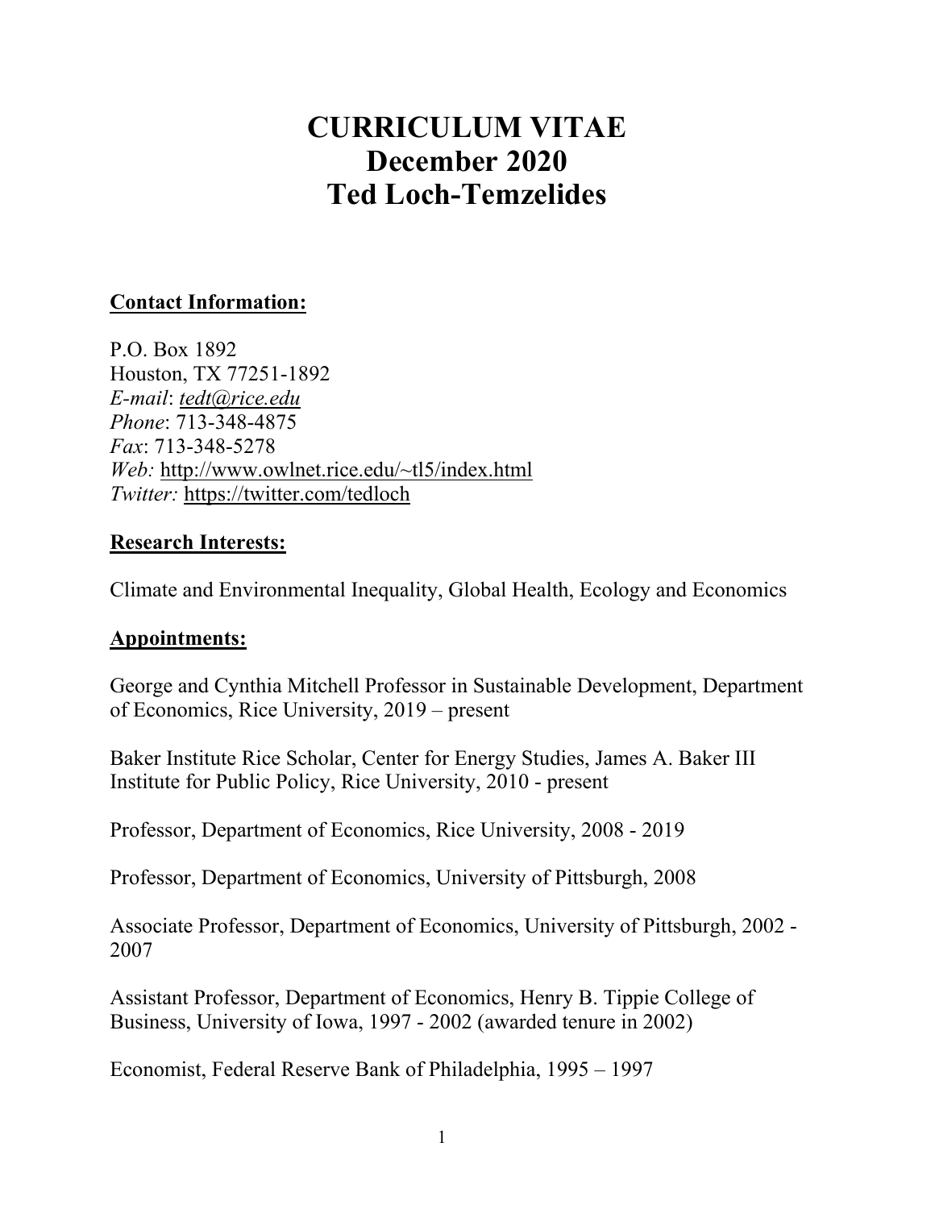# CURRICULUM VITAE
# December 2020
# Ted Loch-Temzelides

## Contact Information:

P.O. Box 1892
Houston, TX 77251-1892
*E-mail*: tedt@rice.edu
*Phone*: 713-348-4875
*Fax*: 713-348-5278
*Web:* http://www.owlnet.rice.edu/~tl5/index.html
*Twitter:* https://twitter.com/tedloch

## Research Interests:

Climate and Environmental Inequality, Global Health, Ecology and Economics

## Appointments:

George and Cynthia Mitchell Professor in Sustainable Development, Department of Economics, Rice University, 2019 – present

Baker Institute Rice Scholar, Center for Energy Studies, James A. Baker III Institute for Public Policy, Rice University, 2010 - present

Professor, Department of Economics, Rice University, 2008 - 2019

Professor, Department of Economics, University of Pittsburgh, 2008

Associate Professor, Department of Economics, University of Pittsburgh, 2002 - 2007

Assistant Professor, Department of Economics, Henry B. Tippie College of Business, University of Iowa, 1997 - 2002 (awarded tenure in 2002)

Economist, Federal Reserve Bank of Philadelphia, 1995 – 1997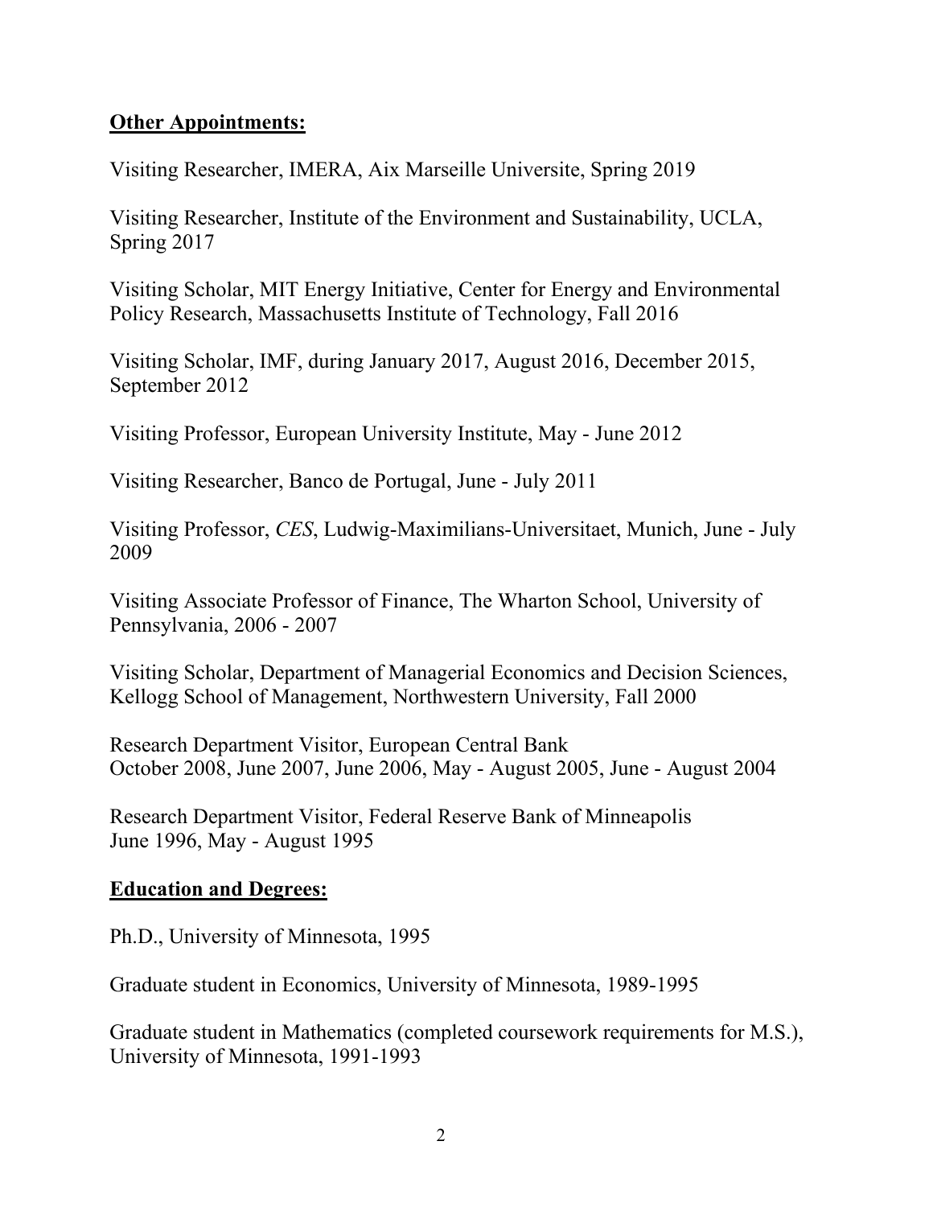## **Other Appointments:**

Visiting Researcher, IMERA, Aix Marseille Universite, Spring 2019

Visiting Researcher, Institute of the Environment and Sustainability, UCLA, Spring 2017

Visiting Scholar, MIT Energy Initiative, Center for Energy and Environmental Policy Research, Massachusetts Institute of Technology, Fall 2016

Visiting Scholar, IMF, during January 2017, August 2016, December 2015, September 2012

Visiting Professor, European University Institute, May - June 2012

Visiting Researcher, Banco de Portugal, June - July 2011

Visiting Professor, *CES*, Ludwig-Maximilians-Universitaet, Munich, June - July 2009

Visiting Associate Professor of Finance, The Wharton School, University of Pennsylvania, 2006 - 2007

Visiting Scholar, Department of Managerial Economics and Decision Sciences, Kellogg School of Management, Northwestern University, Fall 2000

Research Department Visitor, European Central Bank
October 2008, June 2007, June 2006, May - August 2005, June - August 2004

Research Department Visitor, Federal Reserve Bank of Minneapolis
June 1996, May - August 1995

## **Education and Degrees:**

Ph.D., University of Minnesota, 1995

Graduate student in Economics, University of Minnesota, 1989-1995

Graduate student in Mathematics (completed coursework requirements for M.S.), University of Minnesota, 1991-1993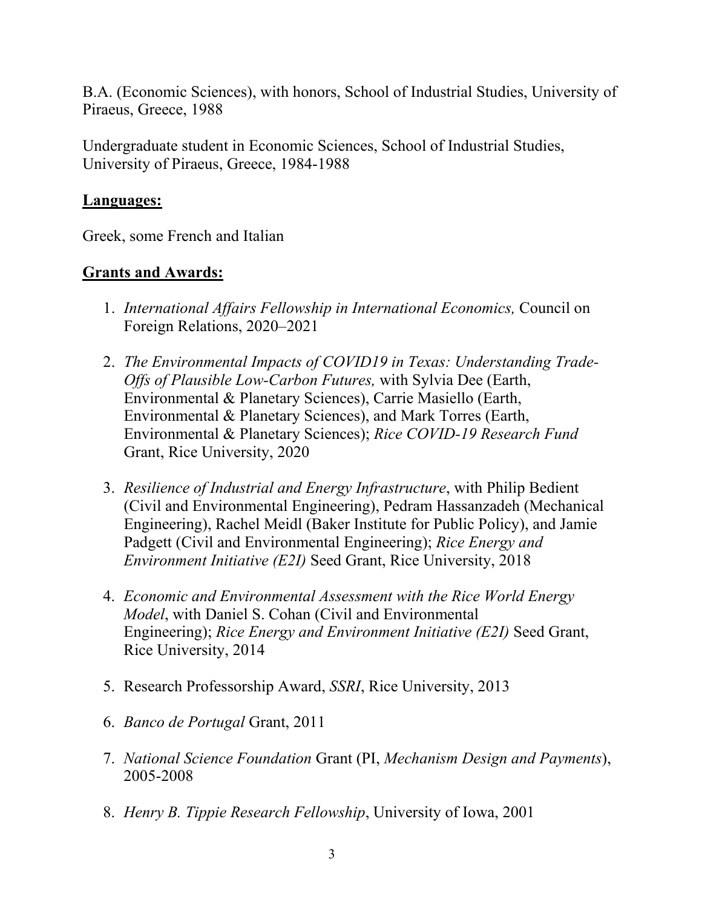B.A. (Economic Sciences), with honors, School of Industrial Studies, University of Piraeus, Greece, 1988

Undergraduate student in Economic Sciences, School of Industrial Studies, University of Piraeus, Greece, 1984-1988

## **Languages:**

Greek, some French and Italian

## **Grants and Awards:**

1. *International Affairs Fellowship in International Economics,* Council on Foreign Relations, 2020–2021

2. *The Environmental Impacts of COVID19 in Texas: Understanding Trade-Offs of Plausible Low-Carbon Futures,* with Sylvia Dee (Earth, Environmental & Planetary Sciences), Carrie Masiello (Earth, Environmental & Planetary Sciences), and Mark Torres (Earth, Environmental & Planetary Sciences); *Rice COVID-19 Research Fund* Grant, Rice University, 2020

3. *Resilience of Industrial and Energy Infrastructure*, with Philip Bedient (Civil and Environmental Engineering), Pedram Hassanzadeh (Mechanical Engineering), Rachel Meidl (Baker Institute for Public Policy), and Jamie Padgett (Civil and Environmental Engineering); *Rice Energy and Environment Initiative (E2I)* Seed Grant, Rice University, 2018

4. *Economic and Environmental Assessment with the Rice World Energy Model*, with Daniel S. Cohan (Civil and Environmental Engineering); *Rice Energy and Environment Initiative (E2I)* Seed Grant, Rice University, 2014

5. Research Professorship Award, *SSRI*, Rice University, 2013

6. *Banco de Portugal* Grant, 2011

7. *National Science Foundation* Grant (PI, *Mechanism Design and Payments*), 2005-2008

8. *Henry B. Tippie Research Fellowship*, University of Iowa, 2001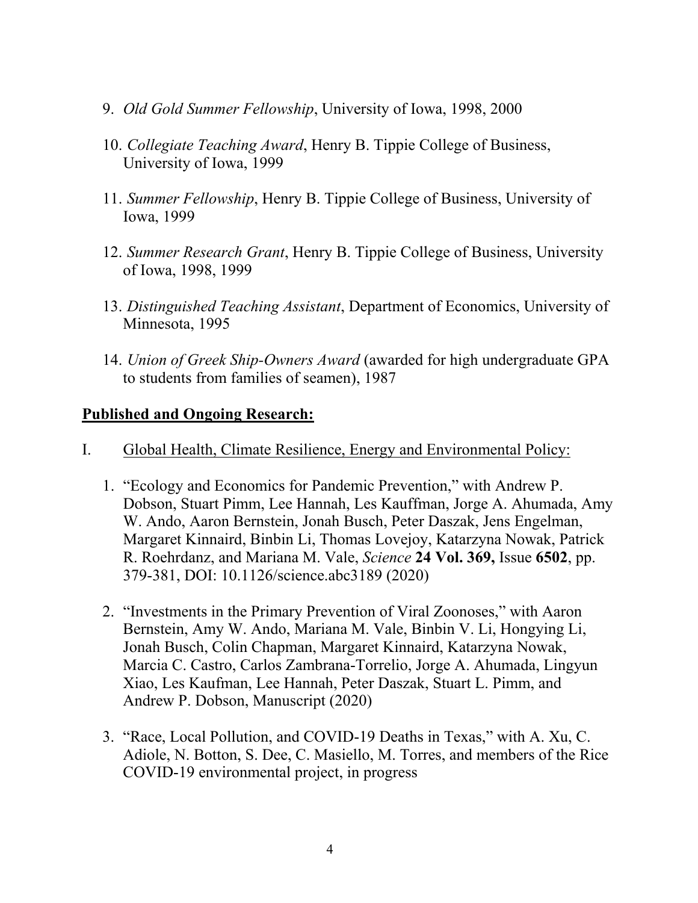9. *Old Gold Summer Fellowship*, University of Iowa, 1998, 2000

10. *Collegiate Teaching Award*, Henry B. Tippie College of Business, University of Iowa, 1999

11. *Summer Fellowship*, Henry B. Tippie College of Business, University of Iowa, 1999

12. *Summer Research Grant*, Henry B. Tippie College of Business, University of Iowa, 1998, 1999

13. *Distinguished Teaching Assistant*, Department of Economics, University of Minnesota, 1995

14. *Union of Greek Ship-Owners Award* (awarded for high undergraduate GPA to students from families of seamen), 1987

## **Published and Ongoing Research:**

I. Global Health, Climate Resilience, Energy and Environmental Policy:

1. "Ecology and Economics for Pandemic Prevention," with Andrew P. Dobson, Stuart Pimm, Lee Hannah, Les Kauffman, Jorge A. Ahumada, Amy W. Ando, Aaron Bernstein, Jonah Busch, Peter Daszak, Jens Engelman, Margaret Kinnaird, Binbin Li, Thomas Lovejoy, Katarzyna Nowak, Patrick R. Roehrdanz, and Mariana M. Vale, *Science* **24 Vol. 369,** Issue **6502**, pp. 379-381, DOI: 10.1126/science.abc3189 (2020)

2. "Investments in the Primary Prevention of Viral Zoonoses," with Aaron Bernstein, Amy W. Ando, Mariana M. Vale, Binbin V. Li, Hongying Li, Jonah Busch, Colin Chapman, Margaret Kinnaird, Katarzyna Nowak, Marcia C. Castro, Carlos Zambrana-Torrelio, Jorge A. Ahumada, Lingyun Xiao, Les Kaufman, Lee Hannah, Peter Daszak, Stuart L. Pimm, and Andrew P. Dobson, Manuscript (2020)

3. "Race, Local Pollution, and COVID-19 Deaths in Texas," with A. Xu, C. Adiole, N. Botton, S. Dee, C. Masiello, M. Torres, and members of the Rice COVID-19 environmental project, in progress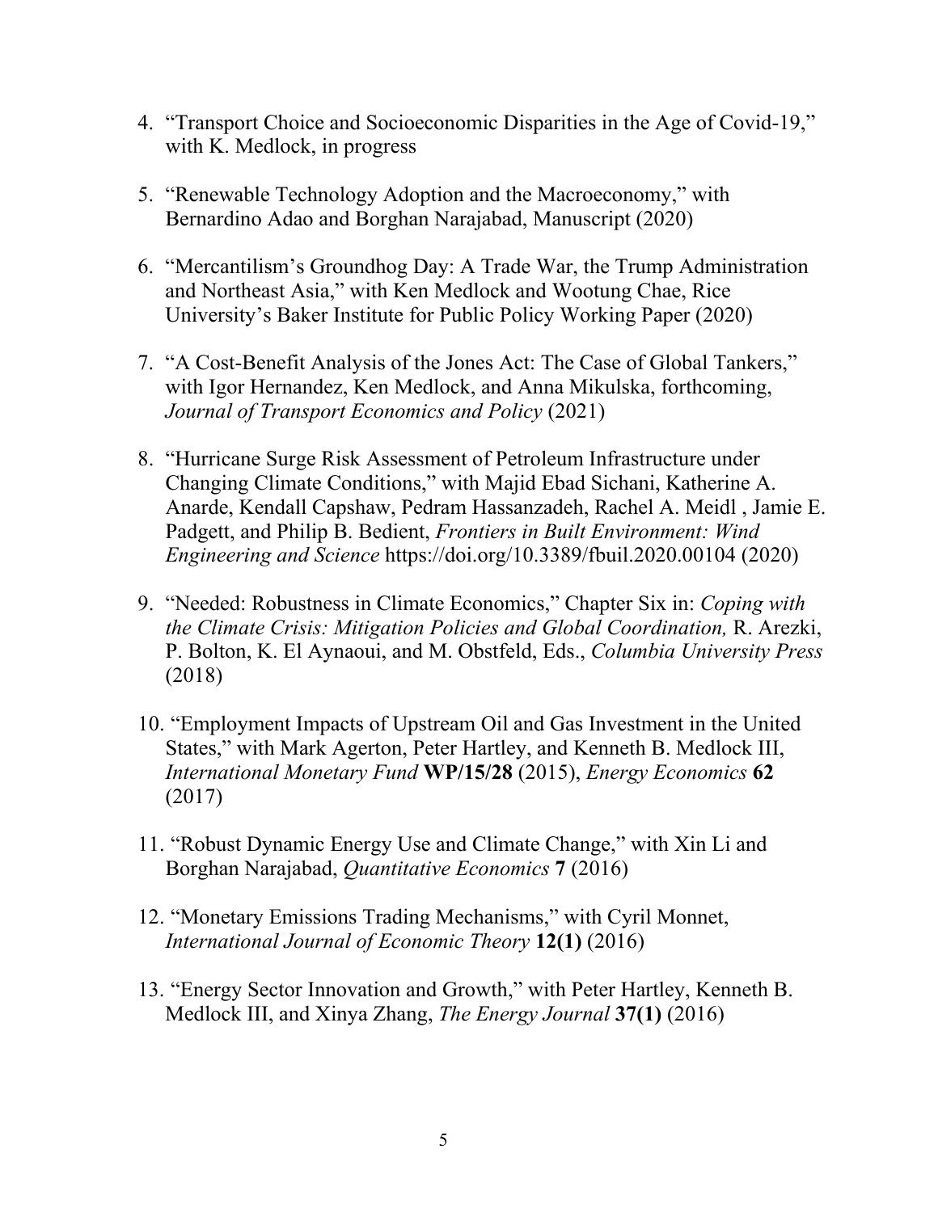4. "Transport Choice and Socioeconomic Disparities in the Age of Covid-19," with K. Medlock, in progress

5. "Renewable Technology Adoption and the Macroeconomy," with Bernardino Adao and Borghan Narajabad, Manuscript (2020)

6. "Mercantilism's Groundhog Day: A Trade War, the Trump Administration and Northeast Asia," with Ken Medlock and Wootung Chae, Rice University's Baker Institute for Public Policy Working Paper (2020)

7. "A Cost-Benefit Analysis of the Jones Act: The Case of Global Tankers," with Igor Hernandez, Ken Medlock, and Anna Mikulska, forthcoming, *Journal of Transport Economics and Policy* (2021)

8. "Hurricane Surge Risk Assessment of Petroleum Infrastructure under Changing Climate Conditions," with Majid Ebad Sichani, Katherine A. Anarde, Kendall Capshaw, Pedram Hassanzadeh, Rachel A. Meidl , Jamie E. Padgett, and Philip B. Bedient, *Frontiers in Built Environment: Wind Engineering and Science* https://doi.org/10.3389/fbuil.2020.00104 (2020)

9. "Needed: Robustness in Climate Economics," Chapter Six in: *Coping with the Climate Crisis: Mitigation Policies and Global Coordination,* R. Arezki, P. Bolton, K. El Aynaoui, and M. Obstfeld, Eds., *Columbia University Press* (2018)

10. "Employment Impacts of Upstream Oil and Gas Investment in the United States," with Mark Agerton, Peter Hartley, and Kenneth B. Medlock III, *International Monetary Fund* **WP/15/28** (2015), *Energy Economics* **62** (2017)

11. "Robust Dynamic Energy Use and Climate Change," with Xin Li and Borghan Narajabad, *Quantitative Economics* **7** (2016)

12. "Monetary Emissions Trading Mechanisms," with Cyril Monnet, *International Journal of Economic Theory* **12(1)** (2016)

13. "Energy Sector Innovation and Growth," with Peter Hartley, Kenneth B. Medlock III, and Xinya Zhang, *The Energy Journal* **37(1)** (2016)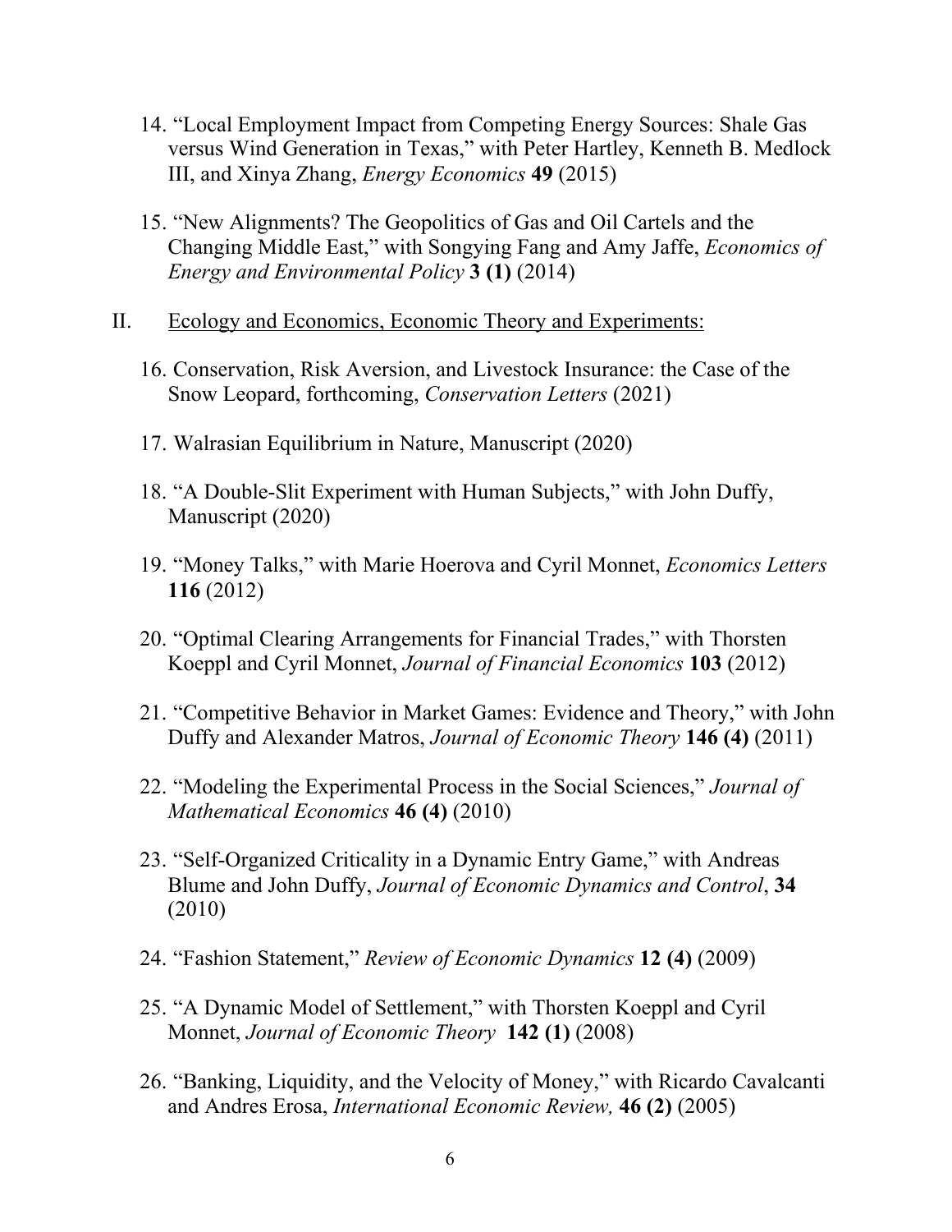14. "Local Employment Impact from Competing Energy Sources: Shale Gas versus Wind Generation in Texas," with Peter Hartley, Kenneth B. Medlock III, and Xinya Zhang, *Energy Economics* **49** (2015)

15. "New Alignments? The Geopolitics of Gas and Oil Cartels and the Changing Middle East," with Songying Fang and Amy Jaffe, *Economics of Energy and Environmental Policy* **3 (1)** (2014)

II. <u>Ecology and Economics, Economic Theory and Experiments:</u>

16. Conservation, Risk Aversion, and Livestock Insurance: the Case of the Snow Leopard, forthcoming, *Conservation Letters* (2021)

17. Walrasian Equilibrium in Nature, Manuscript (2020)

18. "A Double-Slit Experiment with Human Subjects," with John Duffy, Manuscript (2020)

19. "Money Talks," with Marie Hoerova and Cyril Monnet, *Economics Letters* **116** (2012)

20. "Optimal Clearing Arrangements for Financial Trades," with Thorsten Koeppl and Cyril Monnet, *Journal of Financial Economics* **103** (2012)

21. "Competitive Behavior in Market Games: Evidence and Theory," with John Duffy and Alexander Matros, *Journal of Economic Theory* **146 (4)** (2011)

22. "Modeling the Experimental Process in the Social Sciences," *Journal of Mathematical Economics* **46 (4)** (2010)

23. "Self-Organized Criticality in a Dynamic Entry Game," with Andreas Blume and John Duffy, *Journal of Economic Dynamics and Control*, **34** (2010)

24. "Fashion Statement," *Review of Economic Dynamics* **12 (4)** (2009)

25. "A Dynamic Model of Settlement," with Thorsten Koeppl and Cyril Monnet, *Journal of Economic Theory* **142 (1)** (2008)

26. "Banking, Liquidity, and the Velocity of Money," with Ricardo Cavalcanti and Andres Erosa, *International Economic Review,* **46 (2)** (2005)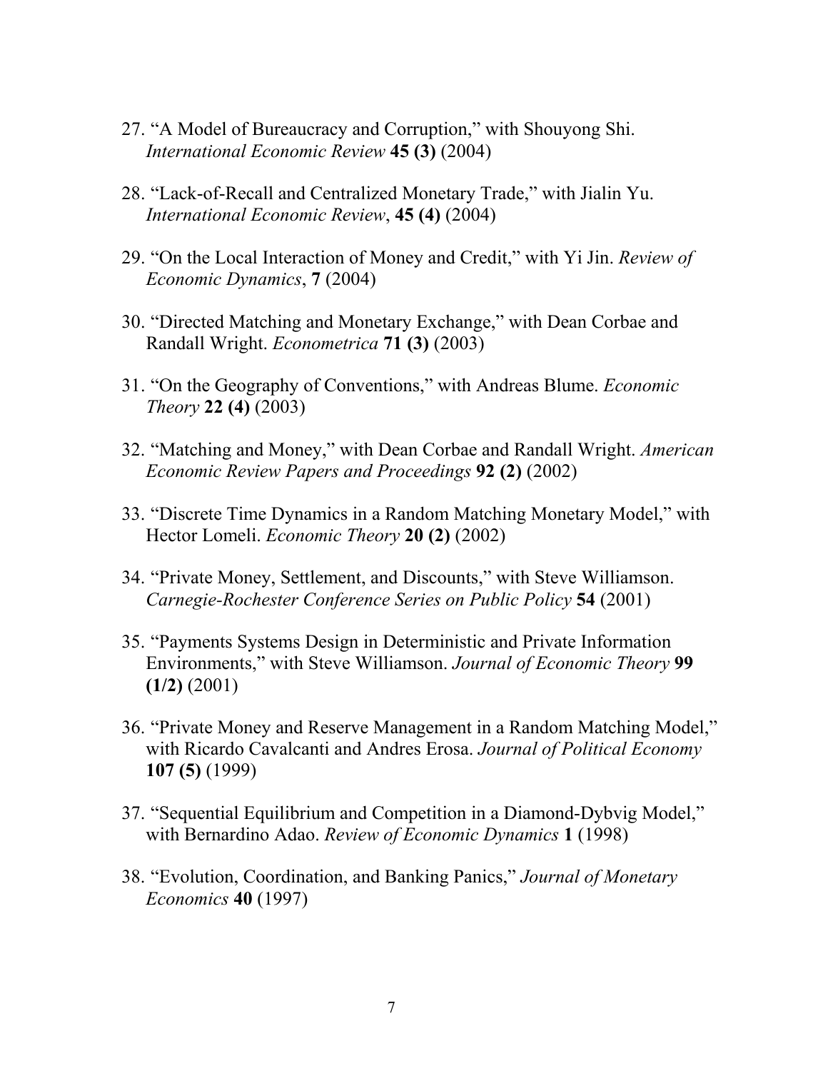27. "A Model of Bureaucracy and Corruption," with Shouyong Shi. *International Economic Review* **45 (3)** (2004)

28. "Lack-of-Recall and Centralized Monetary Trade," with Jialin Yu. *International Economic Review*, **45 (4)** (2004)

29. "On the Local Interaction of Money and Credit," with Yi Jin. *Review of Economic Dynamics*, **7** (2004)

30. "Directed Matching and Monetary Exchange," with Dean Corbae and Randall Wright. *Econometrica* **71 (3)** (2003)

31. "On the Geography of Conventions," with Andreas Blume. *Economic Theory* **22 (4)** (2003)

32. "Matching and Money," with Dean Corbae and Randall Wright. *American Economic Review Papers and Proceedings* **92 (2)** (2002)

33. "Discrete Time Dynamics in a Random Matching Monetary Model," with Hector Lomeli. *Economic Theory* **20 (2)** (2002)

34. "Private Money, Settlement, and Discounts," with Steve Williamson. *Carnegie-Rochester Conference Series on Public Policy* **54** (2001)

35. "Payments Systems Design in Deterministic and Private Information Environments," with Steve Williamson. *Journal of Economic Theory* **99 (1/2)** (2001)

36. "Private Money and Reserve Management in a Random Matching Model," with Ricardo Cavalcanti and Andres Erosa. *Journal of Political Economy* **107 (5)** (1999)

37. "Sequential Equilibrium and Competition in a Diamond-Dybvig Model," with Bernardino Adao. *Review of Economic Dynamics* **1** (1998)

38. "Evolution, Coordination, and Banking Panics," *Journal of Monetary Economics* **40** (1997)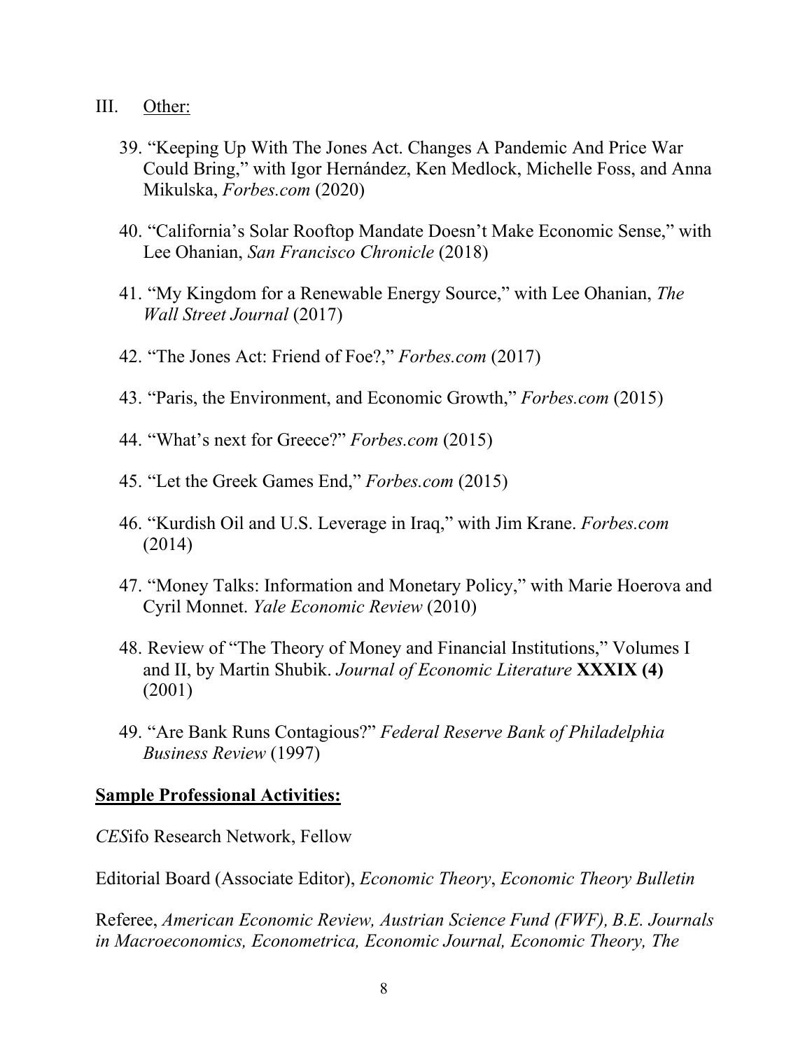III. Other:

39. "Keeping Up With The Jones Act. Changes A Pandemic And Price War Could Bring," with Igor Hernández, Ken Medlock, Michelle Foss, and Anna Mikulska, *Forbes.com* (2020)

40. "California's Solar Rooftop Mandate Doesn't Make Economic Sense," with Lee Ohanian, *San Francisco Chronicle* (2018)

41. "My Kingdom for a Renewable Energy Source," with Lee Ohanian, *The Wall Street Journal* (2017)

42. "The Jones Act: Friend of Foe?," *Forbes.com* (2017)

43. "Paris, the Environment, and Economic Growth," *Forbes.com* (2015)

44. "What's next for Greece?" *Forbes.com* (2015)

45. "Let the Greek Games End," *Forbes.com* (2015)

46. "Kurdish Oil and U.S. Leverage in Iraq," with Jim Krane. *Forbes.com* (2014)

47. "Money Talks: Information and Monetary Policy," with Marie Hoerova and Cyril Monnet. *Yale Economic Review* (2010)

48. Review of "The Theory of Money and Financial Institutions," Volumes I and II, by Martin Shubik. *Journal of Economic Literature* **XXXIX (4)** (2001)

49. "Are Bank Runs Contagious?" *Federal Reserve Bank of Philadelphia Business Review* (1997)

**Sample Professional Activities:**

*CES*ifo Research Network, Fellow

Editorial Board (Associate Editor), *Economic Theory*, *Economic Theory Bulletin*

Referee, *American Economic Review, Austrian Science Fund (FWF), B.E. Journals in Macroeconomics, Econometrica, Economic Journal, Economic Theory, The*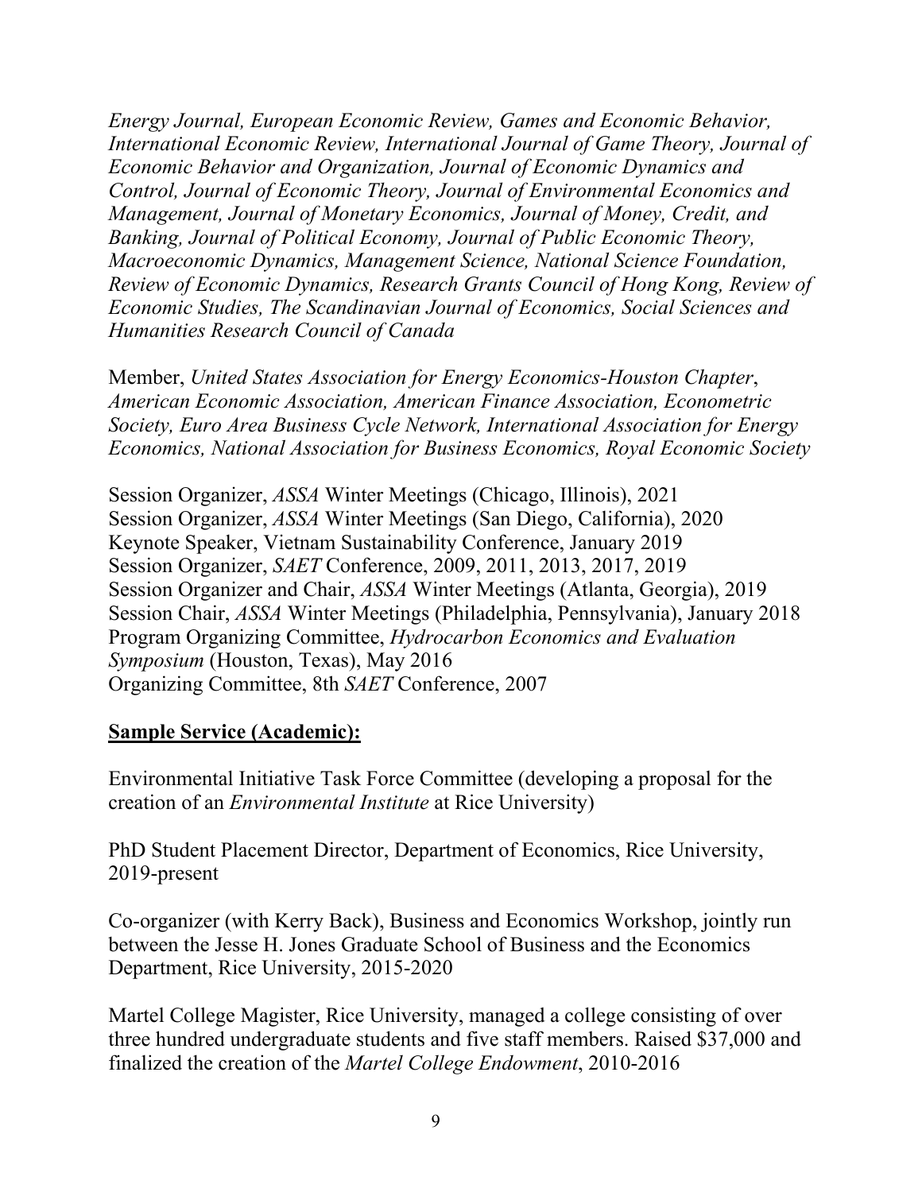*Energy Journal, European Economic Review, Games and Economic Behavior, International Economic Review, International Journal of Game Theory, Journal of Economic Behavior and Organization, Journal of Economic Dynamics and Control, Journal of Economic Theory, Journal of Environmental Economics and Management, Journal of Monetary Economics, Journal of Money, Credit, and Banking, Journal of Political Economy, Journal of Public Economic Theory, Macroeconomic Dynamics, Management Science, National Science Foundation, Review of Economic Dynamics, Research Grants Council of Hong Kong, Review of Economic Studies, The Scandinavian Journal of Economics, Social Sciences and Humanities Research Council of Canada*

Member, *United States Association for Energy Economics-Houston Chapter*, *American Economic Association, American Finance Association, Econometric Society, Euro Area Business Cycle Network, International Association for Energy Economics, National Association for Business Economics, Royal Economic Society*

Session Organizer, *ASSA* Winter Meetings (Chicago, Illinois), 2021
Session Organizer, *ASSA* Winter Meetings (San Diego, California), 2020
Keynote Speaker, Vietnam Sustainability Conference, January 2019
Session Organizer, *SAET* Conference, 2009, 2011, 2013, 2017, 2019
Session Organizer and Chair, *ASSA* Winter Meetings (Atlanta, Georgia), 2019
Session Chair, *ASSA* Winter Meetings (Philadelphia, Pennsylvania), January 2018
Program Organizing Committee, *Hydrocarbon Economics and Evaluation Symposium* (Houston, Texas), May 2016
Organizing Committee, 8th *SAET* Conference, 2007

## Sample Service (Academic):

Environmental Initiative Task Force Committee (developing a proposal for the creation of an *Environmental Institute* at Rice University)

PhD Student Placement Director, Department of Economics, Rice University, 2019-present

Co-organizer (with Kerry Back), Business and Economics Workshop, jointly run between the Jesse H. Jones Graduate School of Business and the Economics Department, Rice University, 2015-2020

Martel College Magister, Rice University, managed a college consisting of over three hundred undergraduate students and five staff members. Raised $37,000 and finalized the creation of the *Martel College Endowment*, 2010-2016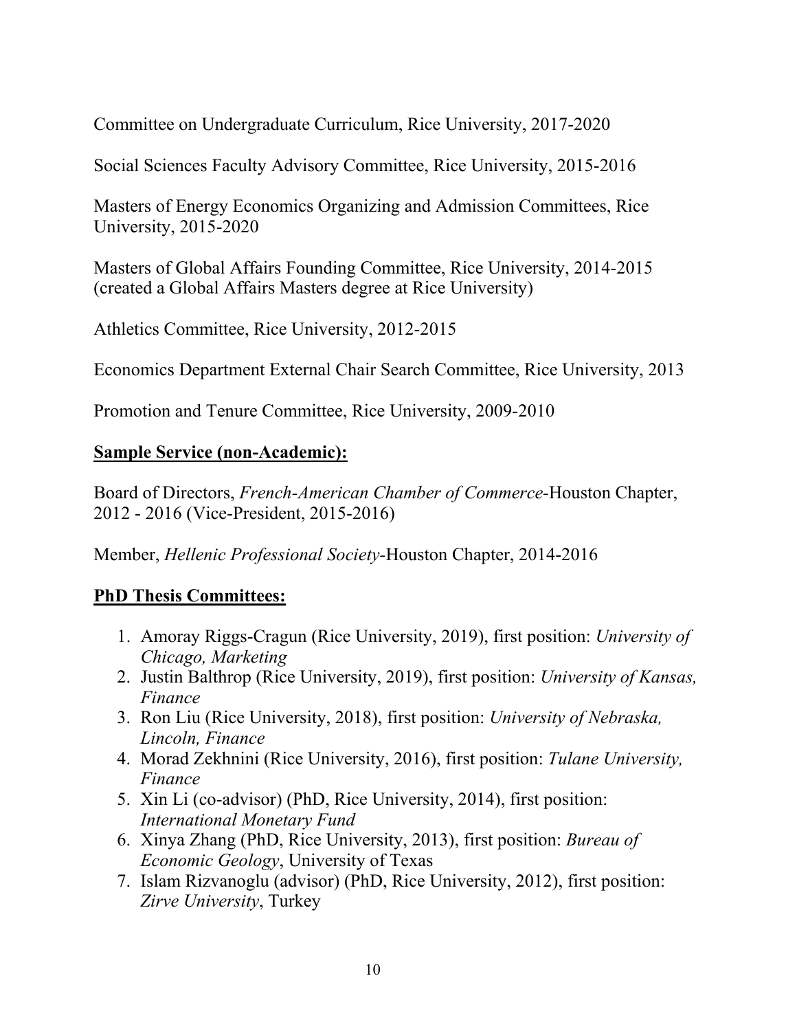Committee on Undergraduate Curriculum, Rice University, 2017-2020

Social Sciences Faculty Advisory Committee, Rice University, 2015-2016

Masters of Energy Economics Organizing and Admission Committees, Rice University, 2015-2020

Masters of Global Affairs Founding Committee, Rice University, 2014-2015 (created a Global Affairs Masters degree at Rice University)

Athletics Committee, Rice University, 2012-2015

Economics Department External Chair Search Committee, Rice University, 2013

Promotion and Tenure Committee, Rice University, 2009-2010

**Sample Service (non-Academic):**

Board of Directors, *French-American Chamber of Commerce*-Houston Chapter, 2012 - 2016 (Vice-President, 2015-2016)

Member, *Hellenic Professional Society*-Houston Chapter, 2014-2016

**PhD Thesis Committees:**

1. Amoray Riggs-Cragun (Rice University, 2019), first position: *University of Chicago, Marketing*
2. Justin Balthrop (Rice University, 2019), first position: *University of Kansas, Finance*
3. Ron Liu (Rice University, 2018), first position: *University of Nebraska, Lincoln, Finance*
4. Morad Zekhnini (Rice University, 2016), first position: *Tulane University, Finance*
5. Xin Li (co-advisor) (PhD, Rice University, 2014), first position: *International Monetary Fund*
6. Xinya Zhang (PhD, Rice University, 2013), first position: *Bureau of Economic Geology*, University of Texas
7. Islam Rizvanoglu (advisor) (PhD, Rice University, 2012), first position: *Zirve University*, Turkey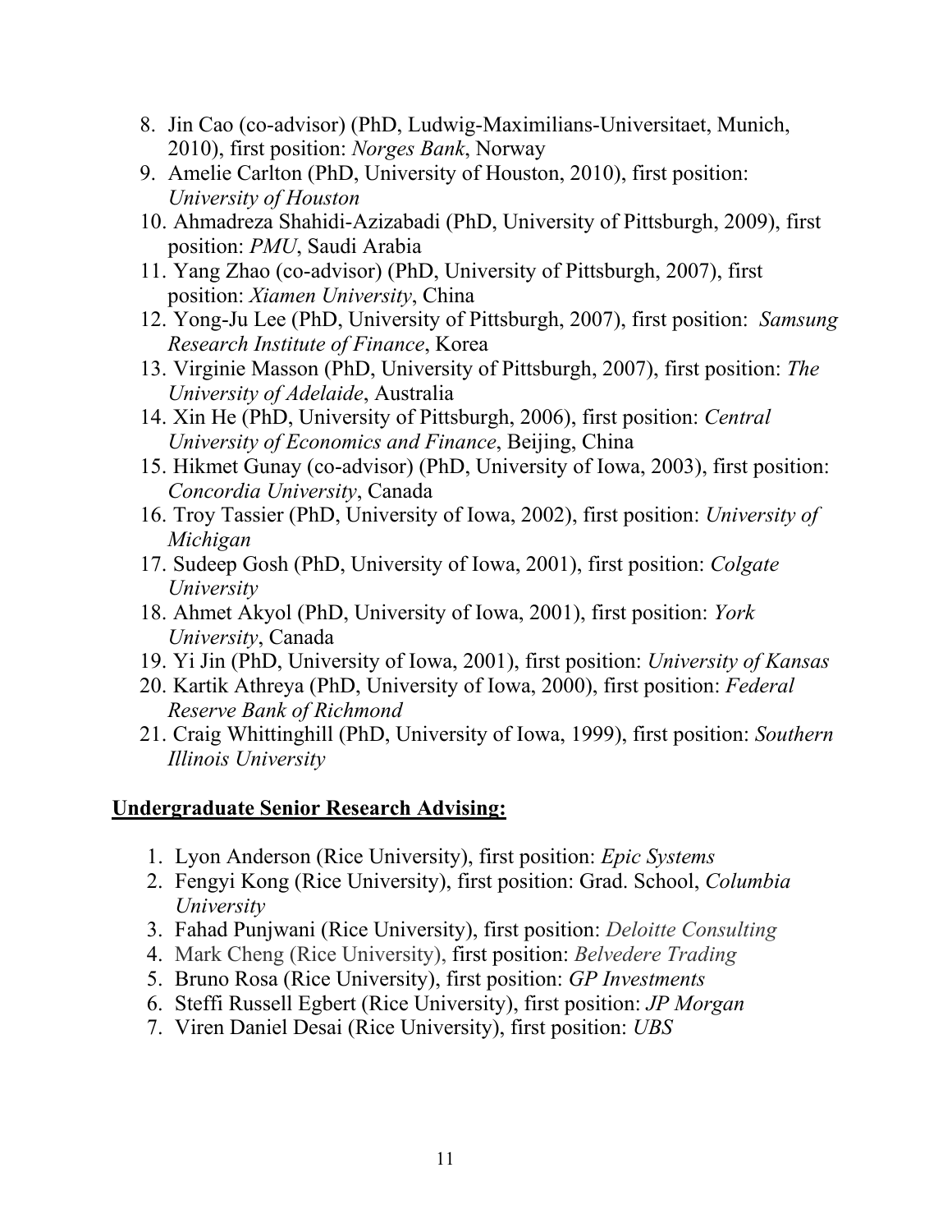8. Jin Cao (co-advisor) (PhD, Ludwig-Maximilians-Universitaet, Munich, 2010), first position: *Norges Bank*, Norway
9. Amelie Carlton (PhD, University of Houston, 2010), first position: *University of Houston*
10. Ahmadreza Shahidi-Azizabadi (PhD, University of Pittsburgh, 2009), first position: *PMU*, Saudi Arabia
11. Yang Zhao (co-advisor) (PhD, University of Pittsburgh, 2007), first position: *Xiamen University*, China
12. Yong-Ju Lee (PhD, University of Pittsburgh, 2007), first position: *Samsung Research Institute of Finance*, Korea
13. Virginie Masson (PhD, University of Pittsburgh, 2007), first position: *The University of Adelaide*, Australia
14. Xin He (PhD, University of Pittsburgh, 2006), first position: *Central University of Economics and Finance*, Beijing, China
15. Hikmet Gunay (co-advisor) (PhD, University of Iowa, 2003), first position: *Concordia University*, Canada
16. Troy Tassier (PhD, University of Iowa, 2002), first position: *University of Michigan*
17. Sudeep Gosh (PhD, University of Iowa, 2001), first position: *Colgate University*
18. Ahmet Akyol (PhD, University of Iowa, 2001), first position: *York University*, Canada
19. Yi Jin (PhD, University of Iowa, 2001), first position: *University of Kansas*
20. Kartik Athreya (PhD, University of Iowa, 2000), first position: *Federal Reserve Bank of Richmond*
21. Craig Whittinghill (PhD, University of Iowa, 1999), first position: *Southern Illinois University*

## Undergraduate Senior Research Advising:

1. Lyon Anderson (Rice University), first position: *Epic Systems*
2. Fengyi Kong (Rice University), first position: Grad. School, *Columbia University*
3. Fahad Punjwani (Rice University), first position: *Deloitte Consulting*
4. Mark Cheng (Rice University), first position: *Belvedere Trading*
5. Bruno Rosa (Rice University), first position: *GP Investments*
6. Steffi Russell Egbert (Rice University), first position: *JP Morgan*
7. Viren Daniel Desai (Rice University), first position: *UBS*